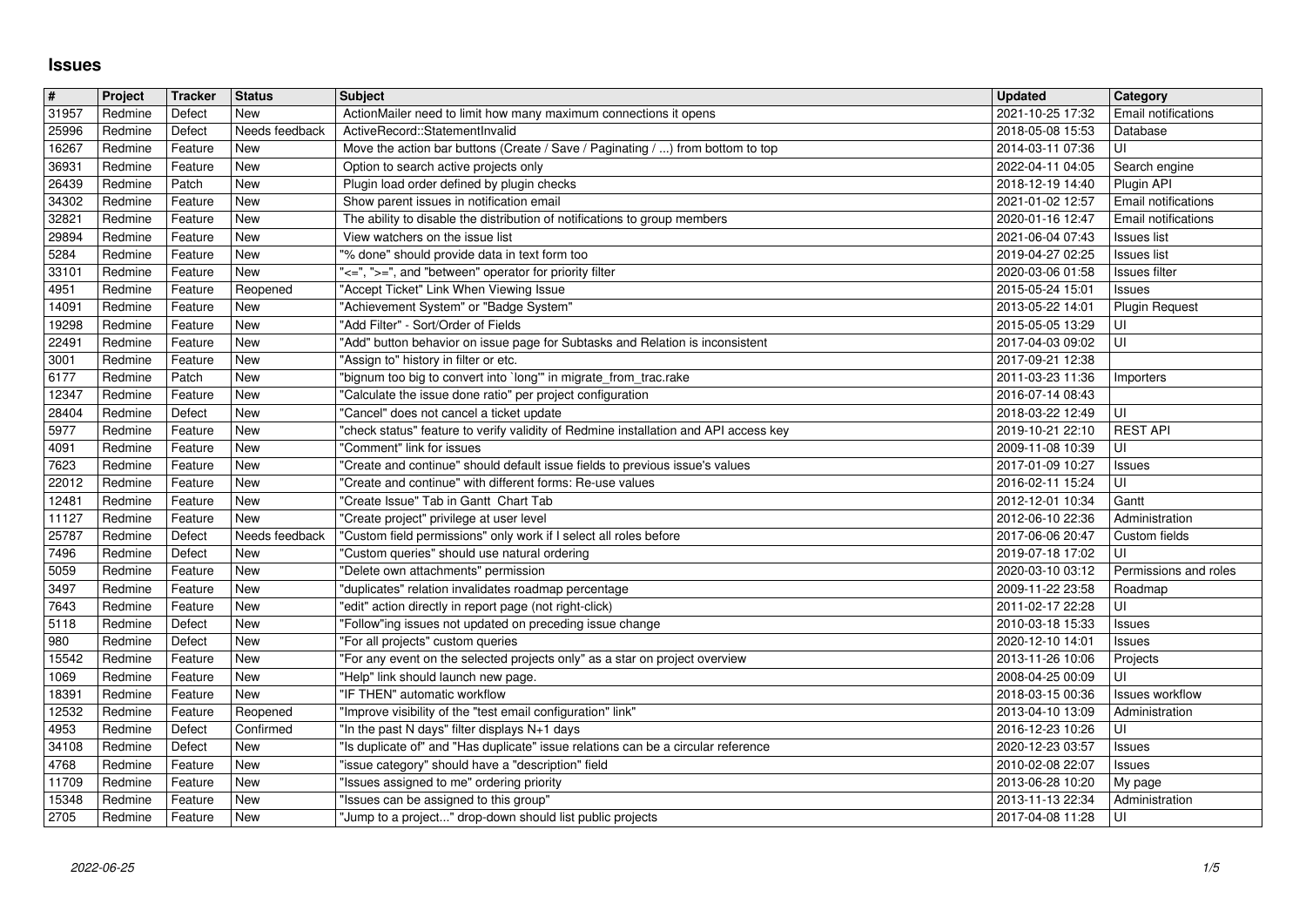# Issues

| # | Project | Tracker | Status | Subject | Updated | Category |
| --- | --- | --- | --- | --- | --- | --- |
| 31957 | Redmine | Defect | New | ActionMailer need to limit how many maximum connections it opens | 2021-10-25 17:32 | Email notifications |
| 25996 | Redmine | Defect | Needs feedback | ActiveRecord::StatementInvalid | 2018-05-08 15:53 | Database |
| 16267 | Redmine | Feature | New | Move the action bar buttons (Create / Save / Paginating / ...) from bottom to top | 2014-03-11 07:36 | UI |
| 36931 | Redmine | Feature | New | Option to search active projects only | 2022-04-11 04:05 | Search engine |
| 26439 | Redmine | Patch | New | Plugin load order defined by plugin checks | 2018-12-19 14:40 | Plugin API |
| 34302 | Redmine | Feature | New | Show parent issues in notification email | 2021-01-02 12:57 | Email notifications |
| 32821 | Redmine | Feature | New | The ability to disable the distribution of notifications to group members | 2020-01-16 12:47 | Email notifications |
| 29894 | Redmine | Feature | New | View watchers on the issue list | 2021-06-04 07:43 | Issues list |
| 5284 | Redmine | Feature | New | "% done" should provide data in text form too | 2019-04-27 02:25 | Issues list |
| 33101 | Redmine | Feature | New | "<=", ">=", and "between" operator for priority filter | 2020-03-06 01:58 | Issues filter |
| 4951 | Redmine | Feature | Reopened | "Accept Ticket" Link When Viewing Issue | 2015-05-24 15:01 | Issues |
| 14091 | Redmine | Feature | New | "Achievement System" or "Badge System" | 2013-05-22 14:01 | Plugin Request |
| 19298 | Redmine | Feature | New | "Add Filter" - Sort/Order of Fields | 2015-05-05 13:29 | UI |
| 22491 | Redmine | Feature | New | "Add" button behavior on issue page for Subtasks and Relation is inconsistent | 2017-04-03 09:02 | UI |
| 3001 | Redmine | Feature | New | "Assign to" history in filter or etc. | 2017-09-21 12:38 | |
| 6177 | Redmine | Patch | New | "bignum too big to convert into `long'" in migrate_from_trac.rake | 2011-03-23 11:36 | Importers |
| 12347 | Redmine | Feature | New | "Calculate the issue done ratio" per project configuration | 2016-07-14 08:43 | |
| 28404 | Redmine | Defect | New | "Cancel" does not cancel a ticket update | 2018-03-22 12:49 | UI |
| 5977 | Redmine | Feature | New | "check status" feature to verify validity of Redmine installation and API access key | 2019-10-21 22:10 | REST API |
| 4091 | Redmine | Feature | New | "Comment" link for issues | 2009-11-08 10:39 | UI |
| 7623 | Redmine | Feature | New | "Create and continue" should default issue fields to previous issue's values | 2017-01-09 10:27 | Issues |
| 22012 | Redmine | Feature | New | "Create and continue" with different forms: Re-use values | 2016-02-11 15:24 | UI |
| 12481 | Redmine | Feature | New | "Create Issue" Tab in Gantt Chart Tab | 2012-12-01 10:34 | Gantt |
| 11127 | Redmine | Feature | New | "Create project" privilege at user level | 2012-06-10 22:36 | Administration |
| 25787 | Redmine | Defect | Needs feedback | "Custom field permissions" only work if I select all roles before | 2017-06-06 20:47 | Custom fields |
| 7496 | Redmine | Defect | New | "Custom queries" should use natural ordering | 2019-07-18 17:02 | UI |
| 5059 | Redmine | Feature | New | "Delete own attachments" permission | 2020-03-10 03:12 | Permissions and roles |
| 3497 | Redmine | Feature | New | "duplicates" relation invalidates roadmap percentage | 2009-11-22 23:58 | Roadmap |
| 7643 | Redmine | Feature | New | "edit" action directly in report page (not right-click) | 2011-02-17 22:28 | UI |
| 5118 | Redmine | Defect | New | "Follow"ing issues not updated on preceding issue change | 2010-03-18 15:33 | Issues |
| 980 | Redmine | Defect | New | "For all projects" custom queries | 2020-12-10 14:01 | Issues |
| 15542 | Redmine | Feature | New | "For any event on the selected projects only" as a star on project overview | 2013-11-26 10:06 | Projects |
| 1069 | Redmine | Feature | New | "Help" link should launch new page. | 2008-04-25 00:09 | UI |
| 18391 | Redmine | Feature | New | "IF THEN" automatic workflow | 2018-03-15 00:36 | Issues workflow |
| 12532 | Redmine | Feature | Reopened | "Improve visibility of the "test email configuration" link" | 2013-04-10 13:09 | Administration |
| 4953 | Redmine | Defect | Confirmed | "In the past N days" filter displays N+1 days | 2016-12-23 10:26 | UI |
| 34108 | Redmine | Defect | New | "Is duplicate of" and "Has duplicate" issue relations can be a circular reference | 2020-12-23 03:57 | Issues |
| 4768 | Redmine | Feature | New | "issue category" should have a "description" field | 2010-02-08 22:07 | Issues |
| 11709 | Redmine | Feature | New | "Issues assigned to me" ordering priority | 2013-06-28 10:20 | My page |
| 15348 | Redmine | Feature | New | "Issues can be assigned to this group" | 2013-11-13 22:34 | Administration |
| 2705 | Redmine | Feature | New | "Jump to a project..." drop-down should list public projects | 2017-04-08 11:28 | UI |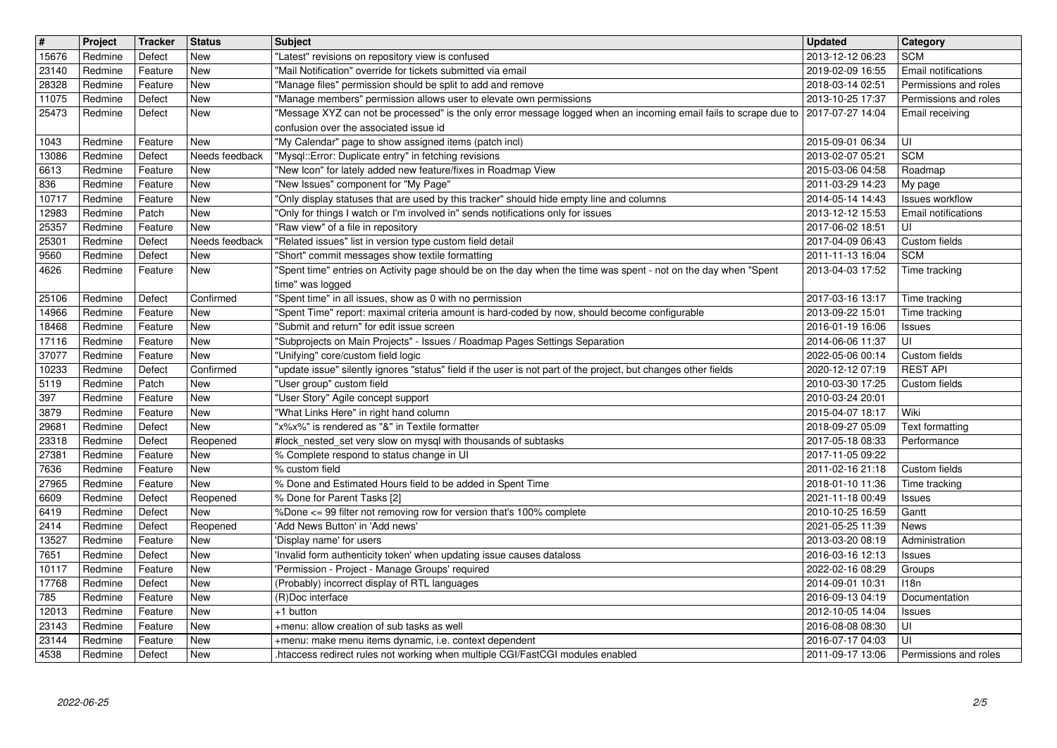| # | Project | Tracker | Status | Subject | Updated | Category |
| --- | --- | --- | --- | --- | --- | --- |
| 15676 | Redmine | Defect | New | "Latest" revisions on repository view is confused | 2013-12-12 06:23 | SCM |
| 23140 | Redmine | Feature | New | "Mail Notification" override for tickets submitted via email | 2019-02-09 16:55 | Email notifications |
| 28328 | Redmine | Feature | New | "Manage files" permission should be split to add and remove | 2018-03-14 02:51 | Permissions and roles |
| 11075 | Redmine | Defect | New | "Manage members" permission allows user to elevate own permissions | 2013-10-25 17:37 | Permissions and roles |
| 25473 | Redmine | Defect | New | "Message XYZ can not be processed" is the only error message logged when an incoming email fails to scrape due to confusion over the associated issue id | 2017-07-27 14:04 | Email receiving |
| 1043 | Redmine | Feature | New | "My Calendar" page to show assigned items (patch incl) | 2015-09-01 06:34 | UI |
| 13086 | Redmine | Defect | Needs feedback | "Mysql::Error: Duplicate entry" in fetching revisions | 2013-02-07 05:21 | SCM |
| 6613 | Redmine | Feature | New | "New Icon" for lately added new feature/fixes in Roadmap View | 2015-03-06 04:58 | Roadmap |
| 836 | Redmine | Feature | New | "New Issues" component for "My Page" | 2011-03-29 14:23 | My page |
| 10717 | Redmine | Feature | New | "Only display statuses that are used by this tracker" should hide empty line and columns | 2014-05-14 14:43 | Issues workflow |
| 12983 | Redmine | Patch | New | "Only for things I watch or I'm involved in" sends notifications only for issues | 2013-12-12 15:53 | Email notifications |
| 25357 | Redmine | Feature | New | "Raw view" of a file in repository | 2017-06-02 18:51 | UI |
| 25301 | Redmine | Defect | Needs feedback | "Related issues" list in version type custom field detail | 2017-04-09 06:43 | Custom fields |
| 9560 | Redmine | Defect | New | "Short" commit messages show textile formatting | 2011-11-13 16:04 | SCM |
| 4626 | Redmine | Feature | New | "Spent time" entries on Activity page should be on the day when the time was spent - not on the day when "Spent time" was logged | 2013-04-03 17:52 | Time tracking |
| 25106 | Redmine | Defect | Confirmed | "Spent time" in all issues, show as 0 with no permission | 2017-03-16 13:17 | Time tracking |
| 14966 | Redmine | Feature | New | "Spent Time" report: maximal criteria amount is hard-coded by now, should become configurable | 2013-09-22 15:01 | Time tracking |
| 18468 | Redmine | Feature | New | "Submit and return" for edit issue screen | 2016-01-19 16:06 | Issues |
| 17116 | Redmine | Feature | New | "Subprojects on Main Projects" - Issues / Roadmap Pages Settings Separation | 2014-06-06 11:37 | UI |
| 37077 | Redmine | Feature | New | "Unifying" core/custom field logic | 2022-05-06 00:14 | Custom fields |
| 10233 | Redmine | Defect | Confirmed | "update issue" silently ignores "status" field if the user is not part of the project, but changes other fields | 2020-12-12 07:19 | REST API |
| 5119 | Redmine | Patch | New | "User group" custom field | 2010-03-30 17:25 | Custom fields |
| 397 | Redmine | Feature | New | "User Story" Agile concept support | 2010-03-24 20:01 | |
| 3879 | Redmine | Feature | New | "What Links Here" in right hand column | 2015-04-07 18:17 | Wiki |
| 29681 | Redmine | Defect | New | "x%x%" is rendered as "&" in Textile formatter | 2018-09-27 05:09 | Text formatting |
| 23318 | Redmine | Defect | Reopened | #lock_nested_set very slow on mysql with thousands of subtasks | 2017-05-18 08:33 | Performance |
| 27381 | Redmine | Feature | New | % Complete respond to status change in UI | 2017-11-05 09:22 | |
| 7636 | Redmine | Feature | New | % custom field | 2011-02-16 21:18 | Custom fields |
| 27965 | Redmine | Feature | New | % Done and Estimated Hours field to be added in Spent Time | 2018-01-10 11:36 | Time tracking |
| 6609 | Redmine | Defect | Reopened | % Done for Parent Tasks [2] | 2021-11-18 00:49 | Issues |
| 6419 | Redmine | Defect | New | %Done <= 99 filter not removing row for version that's 100% complete | 2010-10-25 16:59 | Gantt |
| 2414 | Redmine | Defect | Reopened | 'Add News Button' in 'Add news' | 2021-05-25 11:39 | News |
| 13527 | Redmine | Feature | New | 'Display name' for users | 2013-03-20 08:19 | Administration |
| 7651 | Redmine | Defect | New | 'Invalid form authenticity token' when updating issue causes dataloss | 2016-03-16 12:13 | Issues |
| 10117 | Redmine | Feature | New | 'Permission - Project - Manage Groups' required | 2022-02-16 08:29 | Groups |
| 17768 | Redmine | Defect | New | (Probably) incorrect display of RTL languages | 2014-09-01 10:31 | I18n |
| 785 | Redmine | Feature | New | (R)Doc interface | 2016-09-13 04:19 | Documentation |
| 12013 | Redmine | Feature | New | +1 button | 2012-10-05 14:04 | Issues |
| 23143 | Redmine | Feature | New | +menu: allow creation of sub tasks as well | 2016-08-08 08:30 | UI |
| 23144 | Redmine | Feature | New | +menu: make menu items dynamic, i.e. context dependent | 2016-07-17 04:03 | UI |
| 4538 | Redmine | Defect | New | .htaccess redirect rules not working when multiple CGI/FastCGI modules enabled | 2011-09-17 13:06 | Permissions and roles |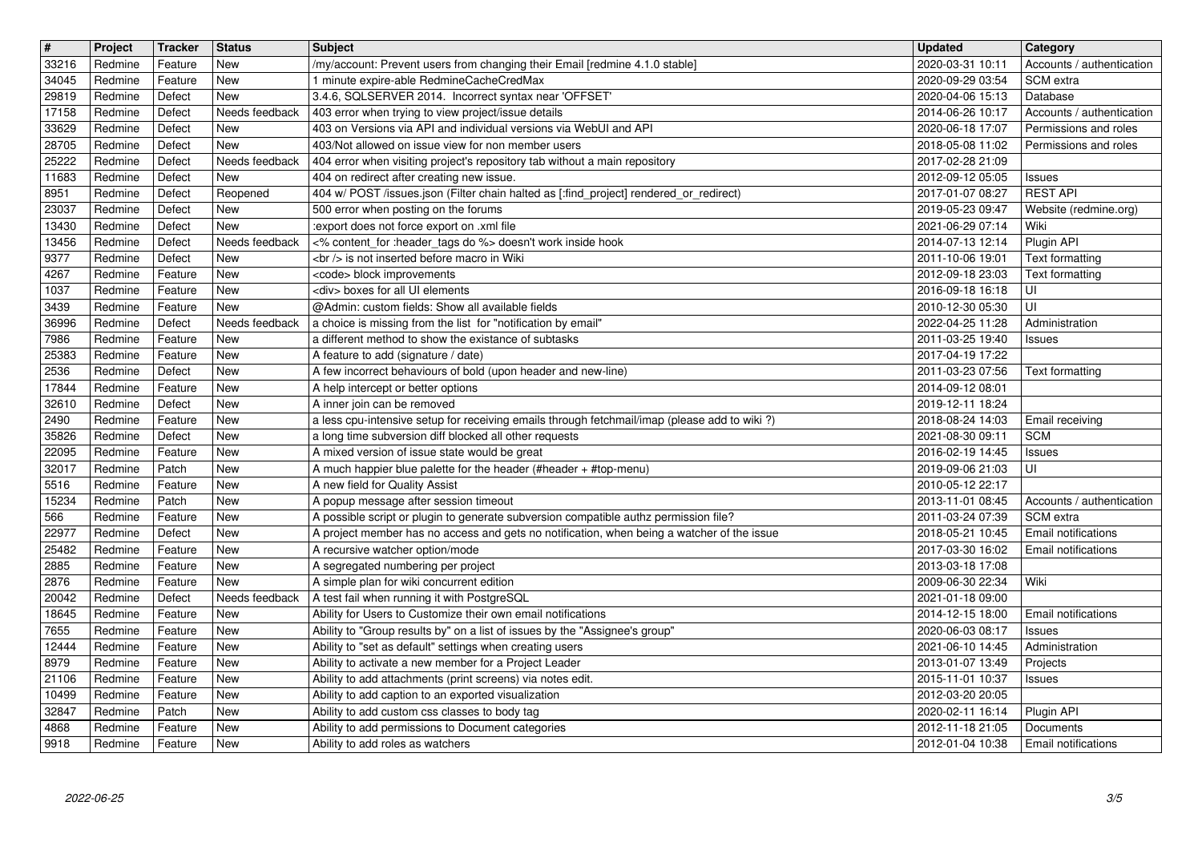| # | Project | Tracker | Status | Subject | Updated | Category |
|---|---|---|---|---|---|---|
| 33216 | Redmine | Feature | New | /my/account: Prevent users from changing their Email [redmine 4.1.0 stable] | 2020-03-31 10:11 | Accounts / authentication |
| 34045 | Redmine | Feature | New | 1 minute expire-able RedmineCacheCredMax | 2020-09-29 03:54 | SCM extra |
| 29819 | Redmine | Defect | New | 3.4.6, SQLSERVER 2014. Incorrect syntax near 'OFFSET' | 2020-04-06 15:13 | Database |
| 17158 | Redmine | Defect | Needs feedback | 403 error when trying to view project/issue details | 2014-06-26 10:17 | Accounts / authentication |
| 33629 | Redmine | Defect | New | 403 on Versions via API and individual versions via WebUI and API | 2020-06-18 17:07 | Permissions and roles |
| 28705 | Redmine | Defect | New | 403/Not allowed on issue view for non member users | 2018-05-08 11:02 | Permissions and roles |
| 25222 | Redmine | Defect | Needs feedback | 404 error when visiting project's repository tab without a main repository | 2017-02-28 21:09 | |
| 11683 | Redmine | Defect | New | 404 on redirect after creating new issue. | 2012-09-12 05:05 | Issues |
| 8951 | Redmine | Defect | Reopened | 404 w/ POST /issues.json (Filter chain halted as [:find_project] rendered_or_redirect) | 2017-01-07 08:27 | REST API |
| 23037 | Redmine | Defect | New | 500 error when posting on the forums | 2019-05-23 09:47 | Website (redmine.org) |
| 13430 | Redmine | Defect | New | :export does not force export on .xml file | 2021-06-29 07:14 | Wiki |
| 13456 | Redmine | Defect | Needs feedback | <% content_for :header_tags do %> doesn't work inside hook | 2014-07-13 12:14 | Plugin API |
| 9377 | Redmine | Defect | New | <br /> is not inserted before macro in Wiki | 2011-10-06 19:01 | Text formatting |
| 4267 | Redmine | Feature | New | <code> block improvements | 2012-09-18 23:03 | Text formatting |
| 1037 | Redmine | Feature | New | <div> boxes for all UI elements | 2016-09-18 16:18 | UI |
| 3439 | Redmine | Feature | New | @Admin: custom fields: Show all available fields | 2010-12-30 05:30 | UI |
| 36996 | Redmine | Defect | Needs feedback | a choice is missing from the list for "notification by email" | 2022-04-25 11:28 | Administration |
| 7986 | Redmine | Feature | New | a different method to show the existance of subtasks | 2011-03-25 19:40 | Issues |
| 25383 | Redmine | Feature | New | A feature to add (signature / date) | 2017-04-19 17:22 | |
| 2536 | Redmine | Defect | New | A few incorrect behaviours of bold (upon header and new-line) | 2011-03-23 07:56 | Text formatting |
| 17844 | Redmine | Feature | New | A help intercept or better options | 2014-09-12 08:01 | |
| 32610 | Redmine | Defect | New | A inner join can be removed | 2019-12-11 18:24 | |
| 2490 | Redmine | Feature | New | a less cpu-intensive setup for receiving emails through fetchmail/imap (please add to wiki ?) | 2018-08-24 14:03 | Email receiving |
| 35826 | Redmine | Defect | New | a long time subversion diff blocked all other requests | 2021-08-30 09:11 | SCM |
| 22095 | Redmine | Feature | New | A mixed version of issue state would be great | 2016-02-19 14:45 | Issues |
| 32017 | Redmine | Patch | New | A much happier blue palette for the header (#header + #top-menu) | 2019-09-06 21:03 | UI |
| 5516 | Redmine | Feature | New | A new field for Quality Assist | 2010-05-12 22:17 | |
| 15234 | Redmine | Patch | New | A popup message after session timeout | 2013-11-01 08:45 | Accounts / authentication |
| 566 | Redmine | Feature | New | A possible script or plugin to generate subversion compatible authz permission file? | 2011-03-24 07:39 | SCM extra |
| 22977 | Redmine | Defect | New | A project member has no access and gets no notification, when being a watcher of the issue | 2018-05-21 10:45 | Email notifications |
| 25482 | Redmine | Feature | New | A recursive watcher option/mode | 2017-03-30 16:02 | Email notifications |
| 2885 | Redmine | Feature | New | A segregated numbering per project | 2013-03-18 17:08 | |
| 2876 | Redmine | Feature | New | A simple plan for wiki concurrent edition | 2009-06-30 22:34 | Wiki |
| 20042 | Redmine | Defect | Needs feedback | A test fail when running it with PostgreSQL | 2021-01-18 09:00 | |
| 18645 | Redmine | Feature | New | Ability for Users to Customize their own email notifications | 2014-12-15 18:00 | Email notifications |
| 7655 | Redmine | Feature | New | Ability to "Group results by" on a list of issues by the "Assignee's group" | 2020-06-03 08:17 | Issues |
| 12444 | Redmine | Feature | New | Ability to "set as default" settings when creating users | 2021-06-10 14:45 | Administration |
| 8979 | Redmine | Feature | New | Ability to activate a new member for a Project Leader | 2013-01-07 13:49 | Projects |
| 21106 | Redmine | Feature | New | Ability to add attachments (print screens) via notes edit. | 2015-11-01 10:37 | Issues |
| 10499 | Redmine | Feature | New | Ability to add caption to an exported visualization | 2012-03-20 20:05 | |
| 32847 | Redmine | Patch | New | Ability to add custom css classes to body tag | 2020-02-11 16:14 | Plugin API |
| 4868 | Redmine | Feature | New | Ability to add permissions to Document categories | 2012-11-18 21:05 | Documents |
| 9918 | Redmine | Feature | New | Ability to add roles as watchers | 2012-01-04 10:38 | Email notifications |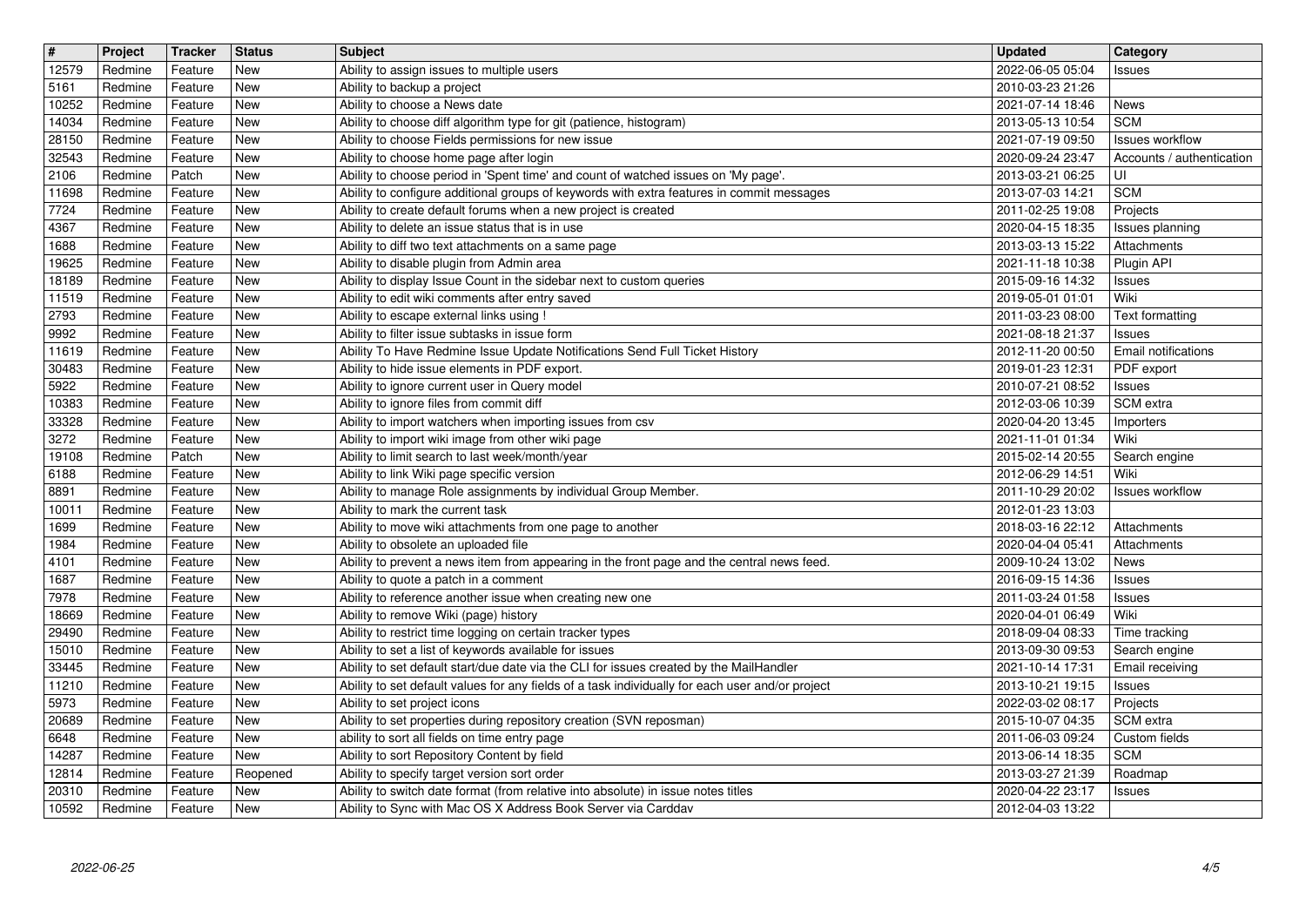| # | Project | Tracker | Status | Subject | Updated | Category |
| --- | --- | --- | --- | --- | --- | --- |
| 12579 | Redmine | Feature | New | Ability to assign issues to multiple users | 2022-06-05 05:04 | Issues |
| 5161 | Redmine | Feature | New | Ability to backup a project | 2010-03-23 21:26 | |
| 10252 | Redmine | Feature | New | Ability to choose a News date | 2021-07-14 18:46 | News |
| 14034 | Redmine | Feature | New | Ability to choose diff algorithm type for git (patience, histogram) | 2013-05-13 10:54 | SCM |
| 28150 | Redmine | Feature | New | Ability to choose Fields permissions for new issue | 2021-07-19 09:50 | Issues workflow |
| 32543 | Redmine | Feature | New | Ability to choose home page after login | 2020-09-24 23:47 | Accounts / authentication |
| 2106 | Redmine | Patch | New | Ability to choose period in 'Spent time' and count of watched issues on 'My page'. | 2013-03-21 06:25 | UI |
| 11698 | Redmine | Feature | New | Ability to configure additional groups of keywords with extra features in commit messages | 2013-07-03 14:21 | SCM |
| 7724 | Redmine | Feature | New | Ability to create default forums when a new project is created | 2011-02-25 19:08 | Projects |
| 4367 | Redmine | Feature | New | Ability to delete an issue status that is in use | 2020-04-15 18:35 | Issues planning |
| 1688 | Redmine | Feature | New | Ability to diff two text attachments on a same page | 2013-03-13 15:22 | Attachments |
| 19625 | Redmine | Feature | New | Ability to disable plugin from Admin area | 2021-11-18 10:38 | Plugin API |
| 18189 | Redmine | Feature | New | Ability to display Issue Count in the sidebar next to custom queries | 2015-09-16 14:32 | Issues |
| 11519 | Redmine | Feature | New | Ability to edit wiki comments after entry saved | 2019-05-01 01:01 | Wiki |
| 2793 | Redmine | Feature | New | Ability to escape external links using ! | 2011-03-23 08:00 | Text formatting |
| 9992 | Redmine | Feature | New | Ability to filter issue subtasks in issue form | 2021-08-18 21:37 | Issues |
| 11619 | Redmine | Feature | New | Ability To Have Redmine Issue Update Notifications Send Full Ticket History | 2012-11-20 00:50 | Email notifications |
| 30483 | Redmine | Feature | New | Ability to hide issue elements in PDF export. | 2019-01-23 12:31 | PDF export |
| 5922 | Redmine | Feature | New | Ability to ignore current user in Query model | 2010-07-21 08:52 | Issues |
| 10383 | Redmine | Feature | New | Ability to ignore files from commit diff | 2012-03-06 10:39 | SCM extra |
| 33328 | Redmine | Feature | New | Ability to import watchers when importing issues from csv | 2020-04-20 13:45 | Importers |
| 3272 | Redmine | Feature | New | Ability to import wiki image from other wiki page | 2021-11-01 01:34 | Wiki |
| 19108 | Redmine | Patch | New | Ability to limit search to last week/month/year | 2015-02-14 20:55 | Search engine |
| 6188 | Redmine | Feature | New | Ability to link Wiki page specific version | 2012-06-29 14:51 | Wiki |
| 8891 | Redmine | Feature | New | Ability to manage Role assignments by individual Group Member. | 2011-10-29 20:02 | Issues workflow |
| 10011 | Redmine | Feature | New | Ability to mark the current task | 2012-01-23 13:03 | |
| 1699 | Redmine | Feature | New | Ability to move wiki attachments from one page to another | 2018-03-16 22:12 | Attachments |
| 1984 | Redmine | Feature | New | Ability to obsolete an uploaded file | 2020-04-04 05:41 | Attachments |
| 4101 | Redmine | Feature | New | Ability to prevent a news item from appearing in the front page and the central news feed. | 2009-10-24 13:02 | News |
| 1687 | Redmine | Feature | New | Ability to quote a patch in a comment | 2016-09-15 14:36 | Issues |
| 7978 | Redmine | Feature | New | Ability to reference another issue when creating new one | 2011-03-24 01:58 | Issues |
| 18669 | Redmine | Feature | New | Ability to remove Wiki (page) history | 2020-04-01 06:49 | Wiki |
| 29490 | Redmine | Feature | New | Ability to restrict time logging on certain tracker types | 2018-09-04 08:33 | Time tracking |
| 15010 | Redmine | Feature | New | Ability to set a list of keywords available for issues | 2013-09-30 09:53 | Search engine |
| 33445 | Redmine | Feature | New | Ability to set default start/due date via the CLI for issues created by the MailHandler | 2021-10-14 17:31 | Email receiving |
| 11210 | Redmine | Feature | New | Ability to set default values for any fields of a task individually for each user and/or project | 2013-10-21 19:15 | Issues |
| 5973 | Redmine | Feature | New | Ability to set project icons | 2022-03-02 08:17 | Projects |
| 20689 | Redmine | Feature | New | Ability to set properties during repository creation (SVN reposman) | 2015-10-07 04:35 | SCM extra |
| 6648 | Redmine | Feature | New | ability to sort all fields on time entry page | 2011-06-03 09:24 | Custom fields |
| 14287 | Redmine | Feature | New | Ability to sort Repository Content by field | 2013-06-14 18:35 | SCM |
| 12814 | Redmine | Feature | Reopened | Ability to specify target version sort order | 2013-03-27 21:39 | Roadmap |
| 20310 | Redmine | Feature | New | Ability to switch date format (from relative into absolute) in issue notes titles | 2020-04-22 23:17 | Issues |
| 10592 | Redmine | Feature | New | Ability to Sync with Mac OS X Address Book Server via Carddav | 2012-04-03 13:22 | |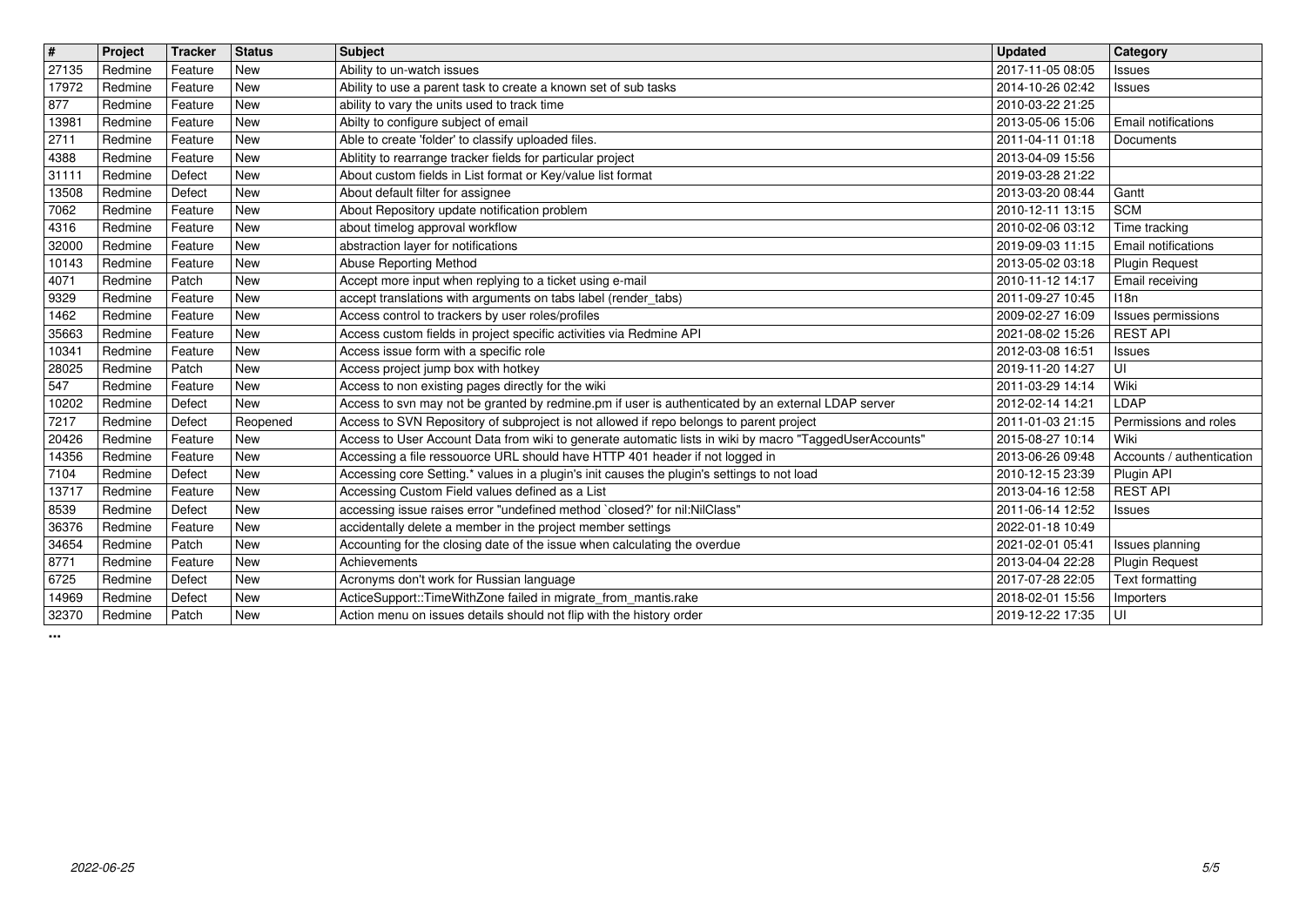| # | Project | Tracker | Status | Subject | Updated | Category |
| --- | --- | --- | --- | --- | --- | --- |
| 27135 | Redmine | Feature | New | Ability to un-watch issues | 2017-11-05 08:05 | Issues |
| 17972 | Redmine | Feature | New | Ability to use a parent task to create a known set of sub tasks | 2014-10-26 02:42 | Issues |
| 877 | Redmine | Feature | New | ability to vary the units used to track time | 2010-03-22 21:25 | |
| 13981 | Redmine | Feature | New | Abilty to configure subject of email | 2013-05-06 15:06 | Email notifications |
| 2711 | Redmine | Feature | New | Able to create 'folder' to classify uploaded files. | 2011-04-11 01:18 | Documents |
| 4388 | Redmine | Feature | New | Ablitity to rearrange tracker fields for particular project | 2013-04-09 15:56 | |
| 31111 | Redmine | Defect | New | About custom fields in List format or Key/value list format | 2019-03-28 21:22 | |
| 13508 | Redmine | Defect | New | About default filter for assignee | 2013-03-20 08:44 | Gantt |
| 7062 | Redmine | Feature | New | About Repository update notification problem | 2010-12-11 13:15 | SCM |
| 4316 | Redmine | Feature | New | about timelog approval workflow | 2010-02-06 03:12 | Time tracking |
| 32000 | Redmine | Feature | New | abstraction layer for notifications | 2019-09-03 11:15 | Email notifications |
| 10143 | Redmine | Feature | New | Abuse Reporting Method | 2013-05-02 03:18 | Plugin Request |
| 4071 | Redmine | Patch | New | Accept more input when replying to a ticket using e-mail | 2010-11-12 14:17 | Email receiving |
| 9329 | Redmine | Feature | New | accept translations with arguments on tabs label (render_tabs) | 2011-09-27 10:45 | I18n |
| 1462 | Redmine | Feature | New | Access control to trackers by user roles/profiles | 2009-02-27 16:09 | Issues permissions |
| 35663 | Redmine | Feature | New | Access custom fields in project specific activities via Redmine API | 2021-08-02 15:26 | REST API |
| 10341 | Redmine | Feature | New | Access issue form with a specific role | 2012-03-08 16:51 | Issues |
| 28025 | Redmine | Patch | New | Access project jump box with hotkey | 2019-11-20 14:27 | UI |
| 547 | Redmine | Feature | New | Access to non existing pages directly for the wiki | 2011-03-29 14:14 | Wiki |
| 10202 | Redmine | Defect | New | Access to svn may not be granted by redmine.pm if user is authenticated by an external LDAP server | 2012-02-14 14:21 | LDAP |
| 7217 | Redmine | Defect | Reopened | Access to SVN Repository of subproject is not allowed if repo belongs to parent project | 2011-01-03 21:15 | Permissions and roles |
| 20426 | Redmine | Feature | New | Access to User Account Data from wiki to generate automatic lists in wiki by macro "TaggedUserAccounts" | 2015-08-27 10:14 | Wiki |
| 14356 | Redmine | Feature | New | Accessing a file ressouorce URL should have HTTP 401 header if not logged in | 2013-06-26 09:48 | Accounts / authentication |
| 7104 | Redmine | Defect | New | Accessing core Setting.* values in a plugin's init causes the plugin's settings to not load | 2010-12-15 23:39 | Plugin API |
| 13717 | Redmine | Feature | New | Accessing Custom Field values defined as a List | 2013-04-16 12:58 | REST API |
| 8539 | Redmine | Defect | New | accessing issue raises error "undefined method `closed?' for nil:NilClass" | 2011-06-14 12:52 | Issues |
| 36376 | Redmine | Feature | New | accidentally delete a member in the project member settings | 2022-01-18 10:49 | |
| 34654 | Redmine | Patch | New | Accounting for the closing date of the issue when calculating the overdue | 2021-02-01 05:41 | Issues planning |
| 8771 | Redmine | Feature | New | Achievements | 2013-04-04 22:28 | Plugin Request |
| 6725 | Redmine | Defect | New | Acronyms don't work for Russian language | 2017-07-28 22:05 | Text formatting |
| 14969 | Redmine | Defect | New | ActiceSupport::TimeWithZone failed in migrate_from_mantis.rake | 2018-02-01 15:56 | Importers |
| 32370 | Redmine | Patch | New | Action menu on issues details should not flip with the history order | 2019-12-22 17:35 | UI |

...